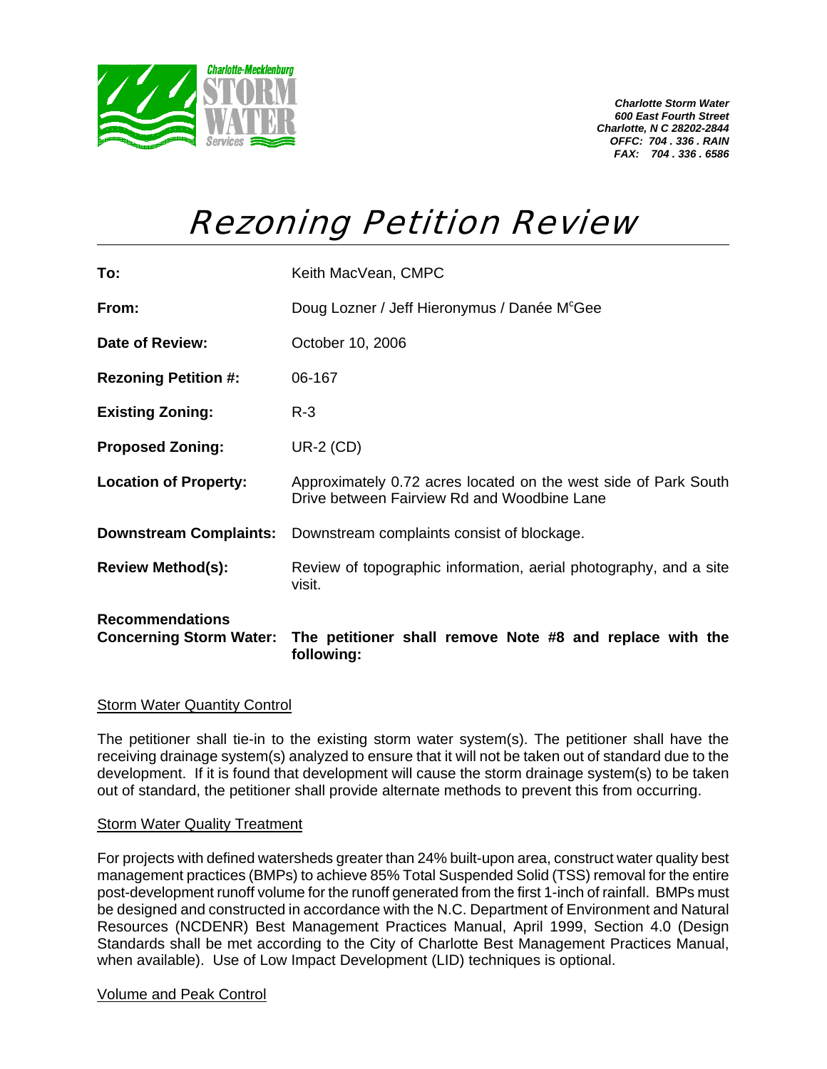Charlotte-Mecklenburg STORM WATER Services

***Charlotte Storm Water***
***600 East Fourth Street***
***Charlotte, N C 28202-2844***
***OFFC: 704 . 336 . RAIN***
***FAX: 704 . 336 . 6586***

# Rezoning Petition Review

| | |
|---|---|
| **To:** | Keith MacVean, CMPC |
| **From:** | Doug Lozner / Jeff Hieronymus / Danée McGee |
| **Date of Review:** | October 10, 2006 |
| **Rezoning Petition #:** | 06-167 |
| **Existing Zoning:** | R-3 |
| **Proposed Zoning:** | UR-2 (CD) |
| **Location of Property:** | Approximately 0.72 acres located on the west side of Park South Drive between Fairview Rd and Woodbine Lane |
| **Downstream Complaints:** | Downstream complaints consist of blockage. |
| **Review Method(s):** | Review of topographic information, aerial photography, and a site visit. |
| **Recommendations Concerning Storm Water:** | **The petitioner shall remove Note #8 and replace with the following:** |

<u>Storm Water Quantity Control</u>

The petitioner shall tie-in to the existing storm water system(s). The petitioner shall have the receiving drainage system(s) analyzed to ensure that it will not be taken out of standard due to the development. If it is found that development will cause the storm drainage system(s) to be taken out of standard, the petitioner shall provide alternate methods to prevent this from occurring.

<u>Storm Water Quality Treatment</u>

For projects with defined watersheds greater than 24% built-upon area, construct water quality best management practices (BMPs) to achieve 85% Total Suspended Solid (TSS) removal for the entire post-development runoff volume for the runoff generated from the first 1-inch of rainfall. BMPs must be designed and constructed in accordance with the N.C. Department of Environment and Natural Resources (NCDENR) Best Management Practices Manual, April 1999, Section 4.0 (Design Standards shall be met according to the City of Charlotte Best Management Practices Manual, when available). Use of Low Impact Development (LID) techniques is optional.

<u>Volume and Peak Control</u>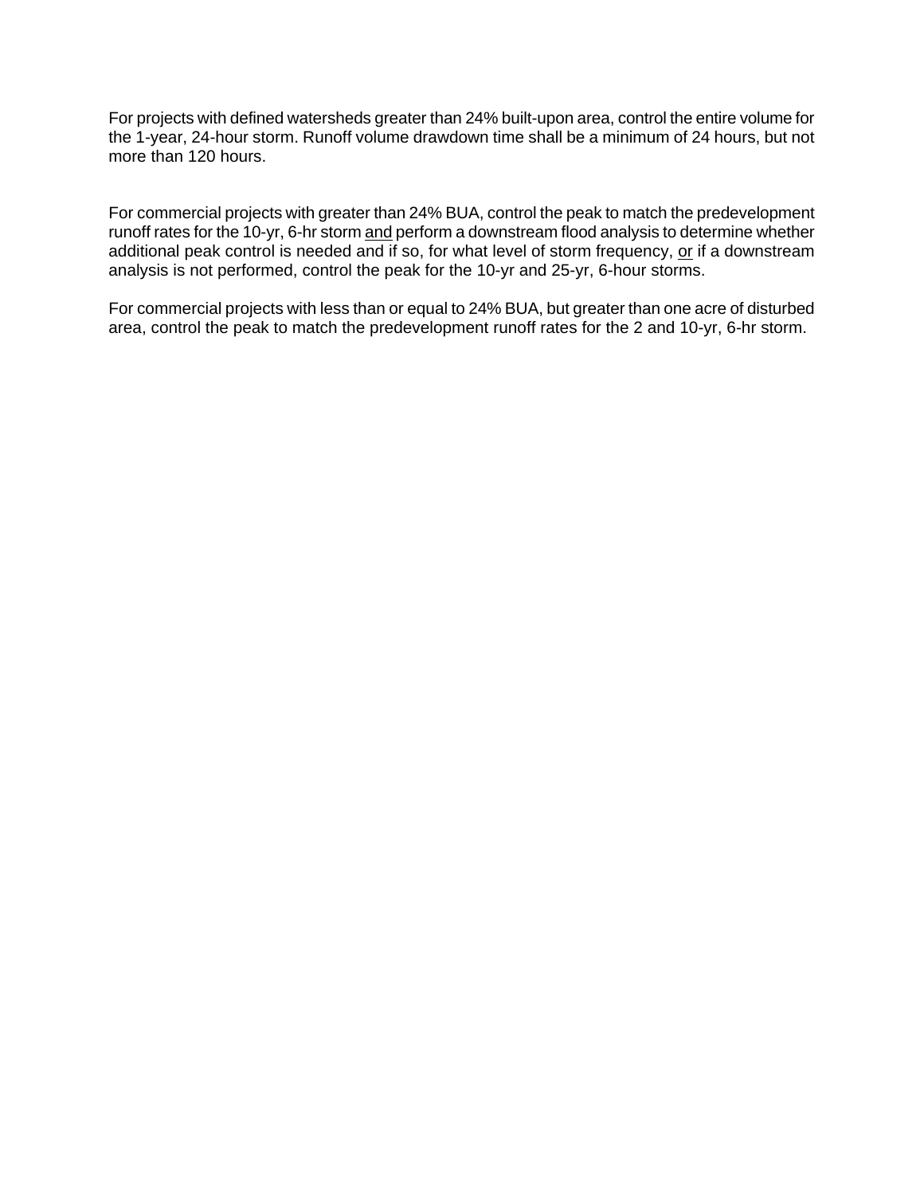For projects with defined watersheds greater than 24% built-upon area, control the entire volume for the 1-year, 24-hour storm. Runoff volume drawdown time shall be a minimum of 24 hours, but not more than 120 hours.

For commercial projects with greater than 24% BUA, control the peak to match the predevelopment runoff rates for the 10-yr, 6-hr storm <u>and</u> perform a downstream flood analysis to determine whether additional peak control is needed and if so, for what level of storm frequency, <u>or</u> if a downstream analysis is not performed, control the peak for the 10-yr and 25-yr, 6-hour storms.

For commercial projects with less than or equal to 24% BUA, but greater than one acre of disturbed area, control the peak to match the predevelopment runoff rates for the 2 and 10-yr, 6-hr storm.